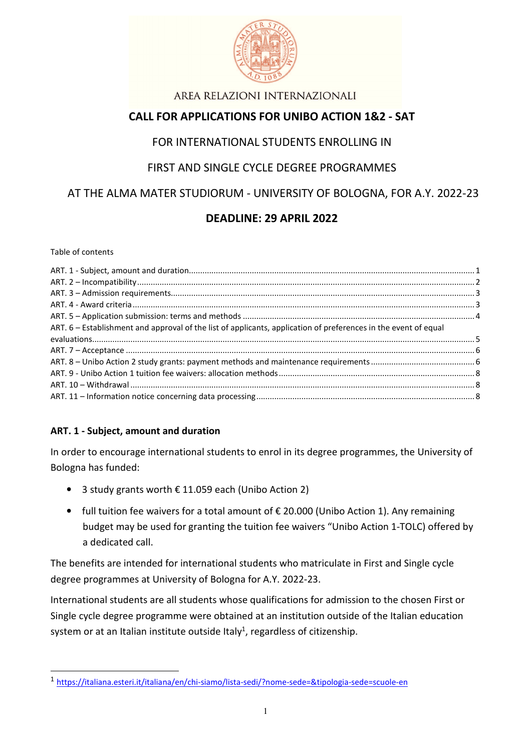AREA RELAZIONI INTERNAZIONALI

# CALL FOR APPLICATIONS FOR UNIBO ACTION 1&2 - SAT

FOR INTERNATIONAL STUDENTS ENROLLING IN

FIRST AND SINGLE CYCLE DEGREE PROGRAMMES

AT THE ALMA MATER STUDIORUM - UNIVERSITY OF BOLOGNA, FOR A.Y. 2022-23

**DEADLINE: 29 APRIL 2022**

Table of contents

ART. 1 - Subject, amount and duration ..... 1
ART. 2 – Incompatibility ..... 2
ART. 3 – Admission requirements ..... 3
ART. 4 - Award criteria ..... 3
ART. 5 – Application submission: terms and methods ..... 4
ART. 6 – Establishment and approval of the list of applicants, application of preferences in the event of equal evaluations ..... 5
ART. 7 – Acceptance ..... 6
ART. 8 – Unibo Action 2 study grants: payment methods and maintenance requirements ..... 6
ART. 9 - Unibo Action 1 tuition fee waivers: allocation methods ..... 8
ART. 10 – Withdrawal ..... 8
ART. 11 – Information notice concerning data processing ..... 8

## ART. 1 - Subject, amount and duration

In order to encourage international students to enrol in its degree programmes, the University of Bologna has funded:

- 3 study grants worth € 11.059 each (Unibo Action 2)
- full tuition fee waivers for a total amount of € 20.000 (Unibo Action 1). Any remaining budget may be used for granting the tuition fee waivers "Unibo Action 1-TOLC) offered by a dedicated call.

The benefits are intended for international students who matriculate in First and Single cycle degree programmes at University of Bologna for A.Y. 2022-23.

International students are all students whose qualifications for admission to the chosen First or Single cycle degree programme were obtained at an institution outside of the Italian education system or at an Italian institute outside Italy[1], regardless of citizenship.

[1] https://italiana.esteri.it/italiana/en/chi-siamo/lista-sedi/?nome-sede=&tipologia-sede=scuole-en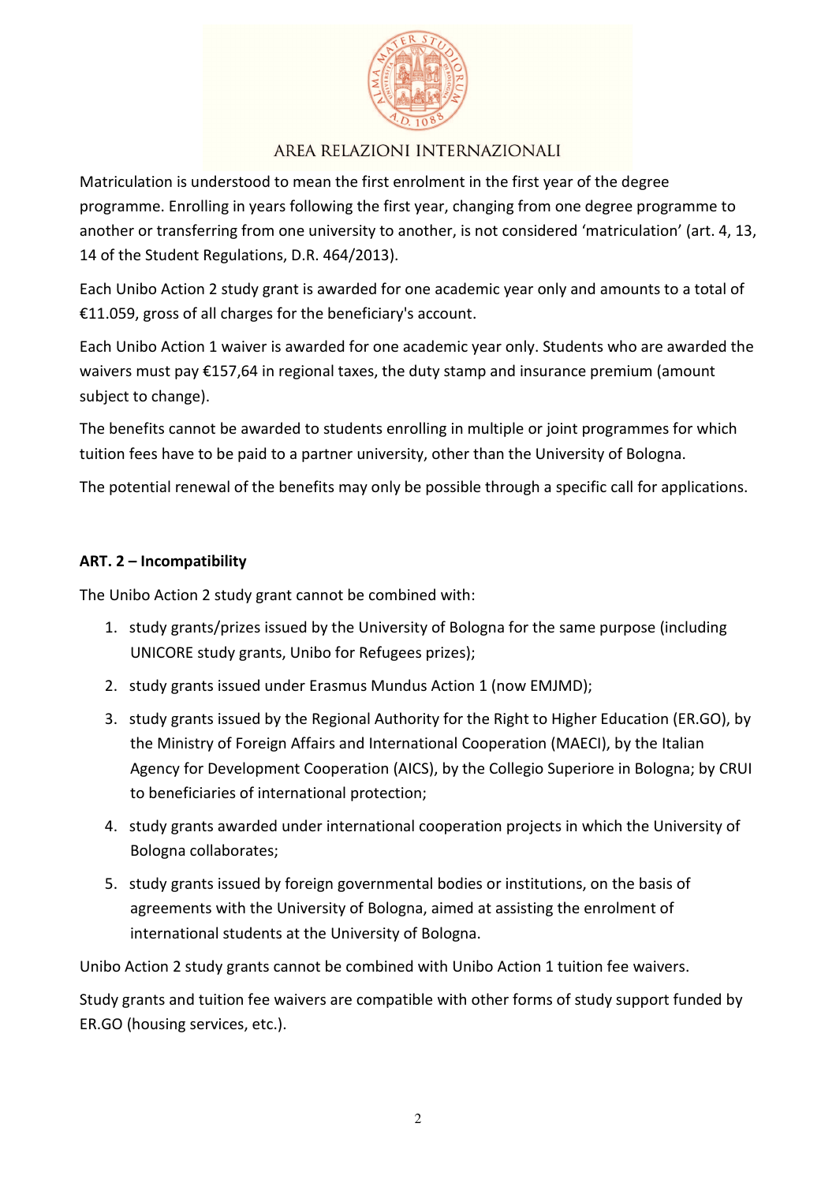Matriculation is understood to mean the first enrolment in the first year of the degree programme. Enrolling in years following the first year, changing from one degree programme to another or transferring from one university to another, is not considered 'matriculation' (art. 4, 13, 14 of the Student Regulations, D.R. 464/2013).

Each Unibo Action 2 study grant is awarded for one academic year only and amounts to a total of €11.059, gross of all charges for the beneficiary's account.

Each Unibo Action 1 waiver is awarded for one academic year only. Students who are awarded the waivers must pay €157,64 in regional taxes, the duty stamp and insurance premium (amount subject to change).

The benefits cannot be awarded to students enrolling in multiple or joint programmes for which tuition fees have to be paid to a partner university, other than the University of Bologna.

The potential renewal of the benefits may only be possible through a specific call for applications.

**ART. 2 – Incompatibility**

The Unibo Action 2 study grant cannot be combined with:

1. study grants/prizes issued by the University of Bologna for the same purpose (including UNICORE study grants, Unibo for Refugees prizes);
2. study grants issued under Erasmus Mundus Action 1 (now EMJMD);
3. study grants issued by the Regional Authority for the Right to Higher Education (ER.GO), by the Ministry of Foreign Affairs and International Cooperation (MAECI), by the Italian Agency for Development Cooperation (AICS), by the Collegio Superiore in Bologna; by CRUI to beneficiaries of international protection;
4. study grants awarded under international cooperation projects in which the University of Bologna collaborates;
5. study grants issued by foreign governmental bodies or institutions, on the basis of agreements with the University of Bologna, aimed at assisting the enrolment of international students at the University of Bologna.

Unibo Action 2 study grants cannot be combined with Unibo Action 1 tuition fee waivers.

Study grants and tuition fee waivers are compatible with other forms of study support funded by ER.GO (housing services, etc.).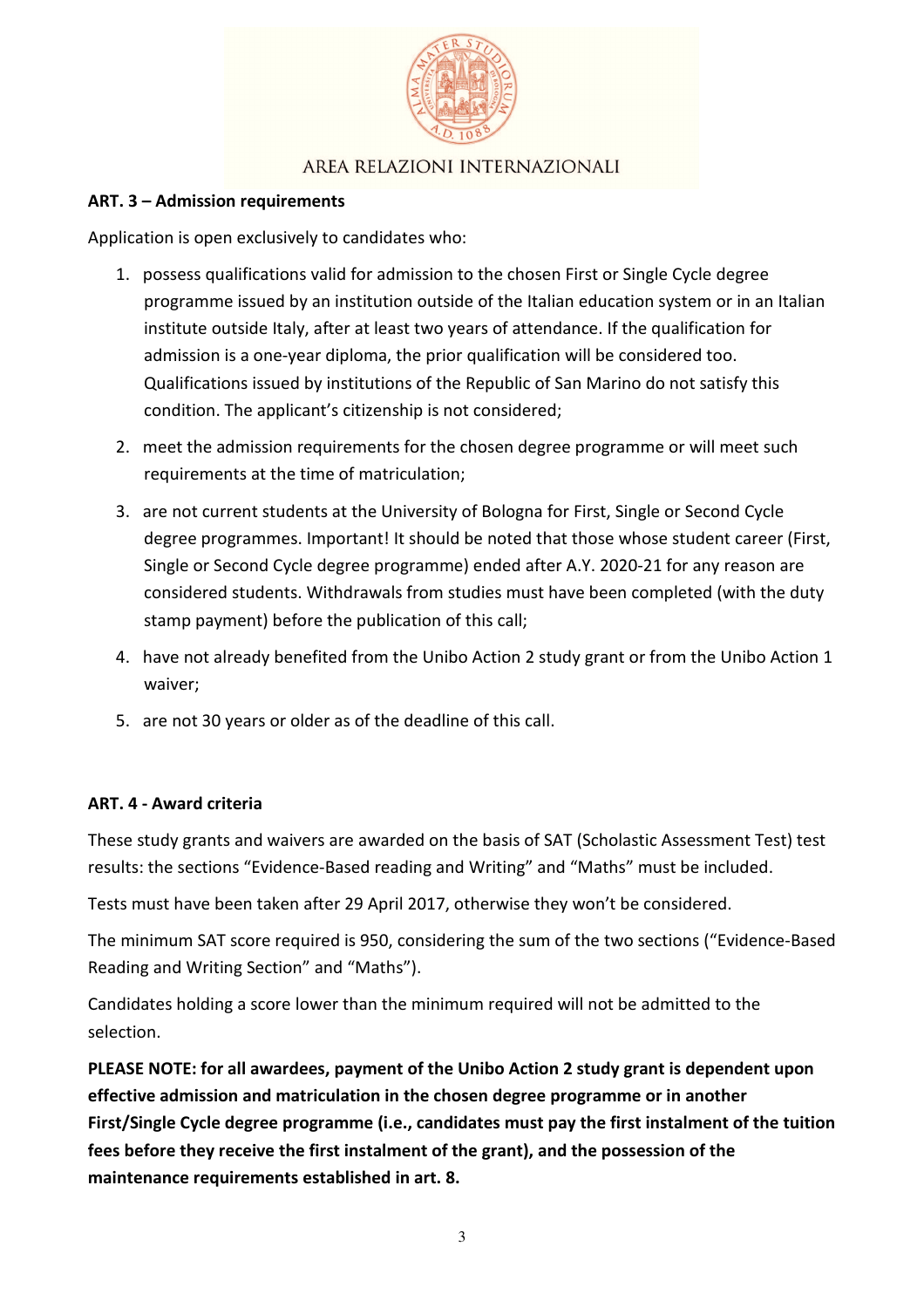**ART. 3 – Admission requirements**

Application is open exclusively to candidates who:

1. possess qualifications valid for admission to the chosen First or Single Cycle degree programme issued by an institution outside of the Italian education system or in an Italian institute outside Italy, after at least two years of attendance. If the qualification for admission is a one-year diploma, the prior qualification will be considered too. Qualifications issued by institutions of the Republic of San Marino do not satisfy this condition. The applicant's citizenship is not considered;

2. meet the admission requirements for the chosen degree programme or will meet such requirements at the time of matriculation;

3. are not current students at the University of Bologna for First, Single or Second Cycle degree programmes. Important! It should be noted that those whose student career (First, Single or Second Cycle degree programme) ended after A.Y. 2020-21 for any reason are considered students. Withdrawals from studies must have been completed (with the duty stamp payment) before the publication of this call;

4. have not already benefited from the Unibo Action 2 study grant or from the Unibo Action 1 waiver;

5. are not 30 years or older as of the deadline of this call.

**ART. 4 - Award criteria**

These study grants and waivers are awarded on the basis of SAT (Scholastic Assessment Test) test results: the sections "Evidence-Based reading and Writing" and "Maths" must be included.

Tests must have been taken after 29 April 2017, otherwise they won't be considered.

The minimum SAT score required is 950, considering the sum of the two sections ("Evidence-Based Reading and Writing Section" and "Maths").

Candidates holding a score lower than the minimum required will not be admitted to the selection.

**PLEASE NOTE: for all awardees, payment of the Unibo Action 2 study grant is dependent upon effective admission and matriculation in the chosen degree programme or in another First/Single Cycle degree programme (i.e., candidates must pay the first instalment of the tuition fees before they receive the first instalment of the grant), and the possession of the maintenance requirements established in art. 8.**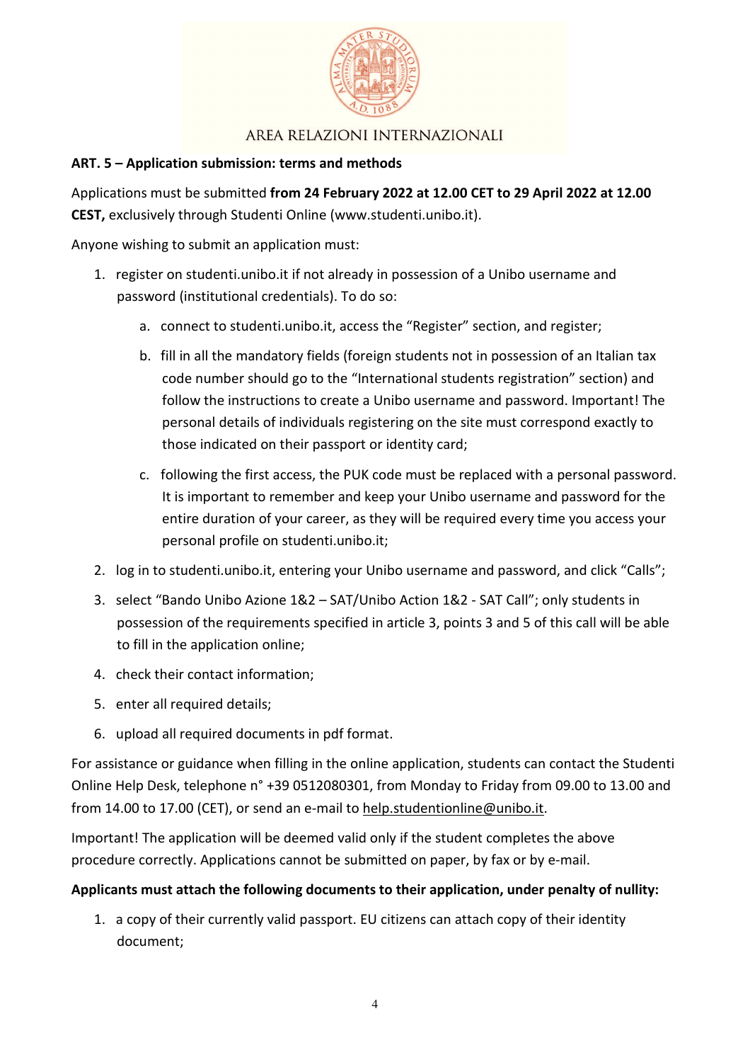**ART. 5 – Application submission: terms and methods**

Applications must be submitted **from 24 February 2022 at 12.00 CET to 29 April 2022 at 12.00 CEST,** exclusively through Studenti Online (www.studenti.unibo.it).

Anyone wishing to submit an application must:

1. register on studenti.unibo.it if not already in possession of a Unibo username and password (institutional credentials). To do so:
   a. connect to studenti.unibo.it, access the "Register" section, and register;
   b. fill in all the mandatory fields (foreign students not in possession of an Italian tax code number should go to the "International students registration" section) and follow the instructions to create a Unibo username and password. Important! The personal details of individuals registering on the site must correspond exactly to those indicated on their passport or identity card;
   c. following the first access, the PUK code must be replaced with a personal password. It is important to remember and keep your Unibo username and password for the entire duration of your career, as they will be required every time you access your personal profile on studenti.unibo.it;
2. log in to studenti.unibo.it, entering your Unibo username and password, and click "Calls";
3. select "Bando Unibo Azione 1&2 – SAT/Unibo Action 1&2 - SAT Call"; only students in possession of the requirements specified in article 3, points 3 and 5 of this call will be able to fill in the application online;
4. check their contact information;
5. enter all required details;
6. upload all required documents in pdf format.

For assistance or guidance when filling in the online application, students can contact the Studenti Online Help Desk, telephone n° +39 0512080301, from Monday to Friday from 09.00 to 13.00 and from 14.00 to 17.00 (CET), or send an e-mail to help.studentionline@unibo.it.

Important! The application will be deemed valid only if the student completes the above procedure correctly. Applications cannot be submitted on paper, by fax or by e-mail.

**Applicants must attach the following documents to their application, under penalty of nullity:**

1. a copy of their currently valid passport. EU citizens can attach copy of their identity document;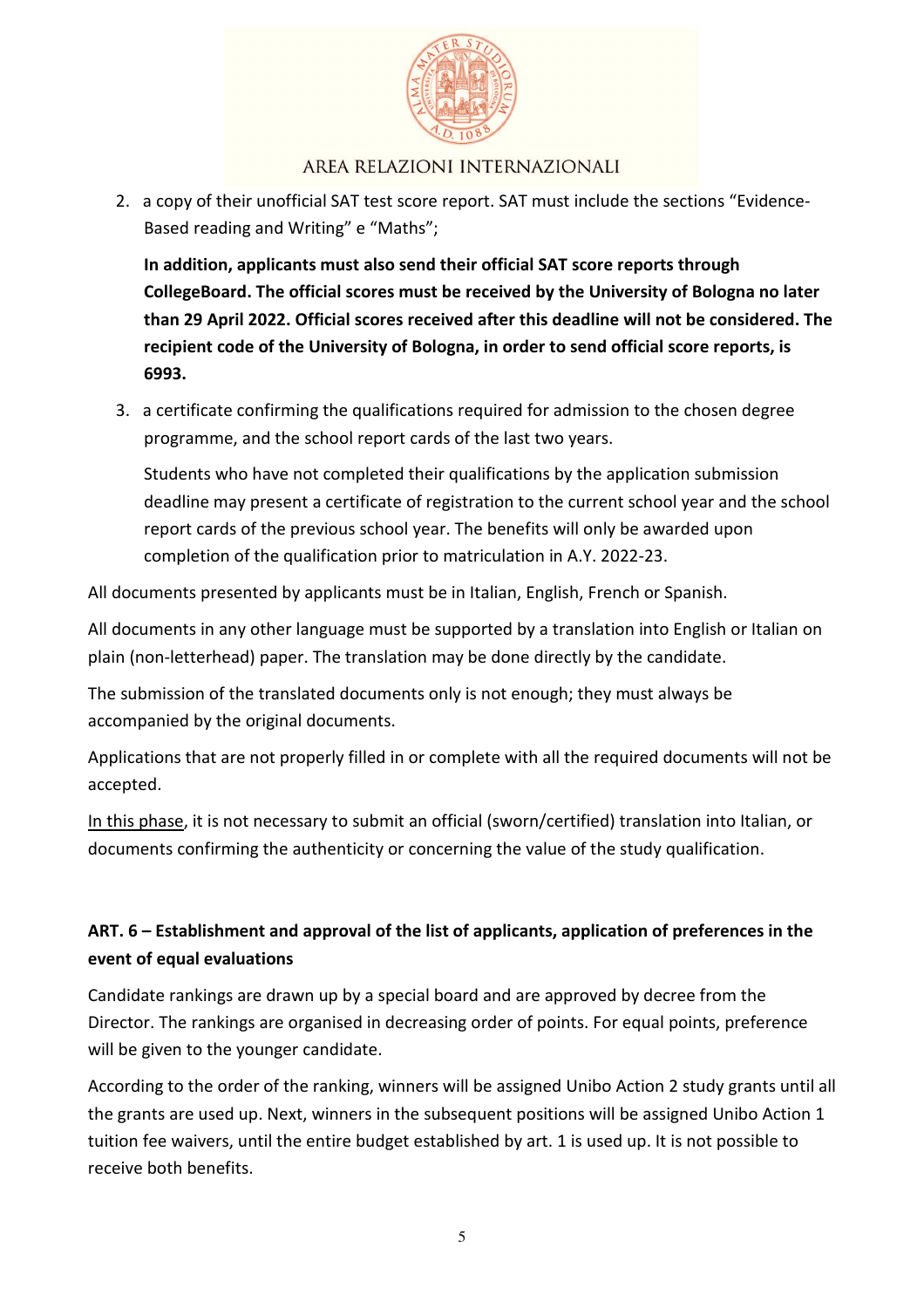2. a copy of their unofficial SAT test score report. SAT must include the sections "Evidence-Based reading and Writing" e "Maths";

   **In addition, applicants must also send their official SAT score reports through CollegeBoard. The official scores must be received by the University of Bologna no later than 29 April 2022. Official scores received after this deadline will not be considered. The recipient code of the University of Bologna, in order to send official score reports, is 6993.**

3. a certificate confirming the qualifications required for admission to the chosen degree programme, and the school report cards of the last two years.

   Students who have not completed their qualifications by the application submission deadline may present a certificate of registration to the current school year and the school report cards of the previous school year. The benefits will only be awarded upon completion of the qualification prior to matriculation in A.Y. 2022-23.

All documents presented by applicants must be in Italian, English, French or Spanish.

All documents in any other language must be supported by a translation into English or Italian on plain (non-letterhead) paper. The translation may be done directly by the candidate.

The submission of the translated documents only is not enough; they must always be accompanied by the original documents.

Applications that are not properly filled in or complete with all the required documents will not be accepted.

<u>In this phase</u>, it is not necessary to submit an official (sworn/certified) translation into Italian, or documents confirming the authenticity or concerning the value of the study qualification.

## ART. 6 – Establishment and approval of the list of applicants, application of preferences in the event of equal evaluations

Candidate rankings are drawn up by a special board and are approved by decree from the Director. The rankings are organised in decreasing order of points. For equal points, preference will be given to the younger candidate.

According to the order of the ranking, winners will be assigned Unibo Action 2 study grants until all the grants are used up. Next, winners in the subsequent positions will be assigned Unibo Action 1 tuition fee waivers, until the entire budget established by art. 1 is used up. It is not possible to receive both benefits.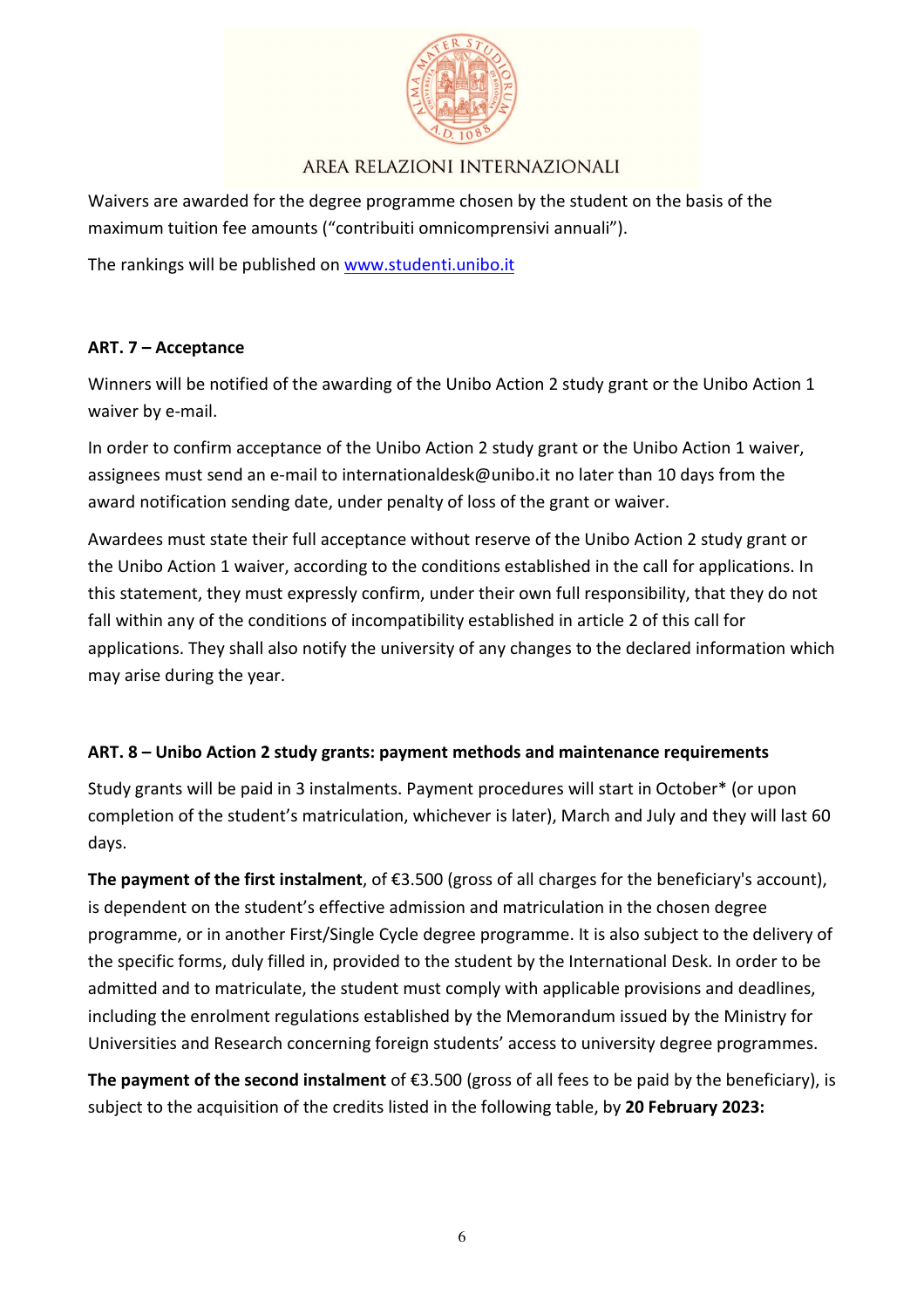Waivers are awarded for the degree programme chosen by the student on the basis of the maximum tuition fee amounts ("contribuiti omnicomprensivi annuali").

The rankings will be published on [www.studenti.unibo.it](www.studenti.unibo.it)

## ART. 7 – Acceptance

Winners will be notified of the awarding of the Unibo Action 2 study grant or the Unibo Action 1 waiver by e-mail.

In order to confirm acceptance of the Unibo Action 2 study grant or the Unibo Action 1 waiver, assignees must send an e-mail to internationaldesk@unibo.it no later than 10 days from the award notification sending date, under penalty of loss of the grant or waiver.

Awardees must state their full acceptance without reserve of the Unibo Action 2 study grant or the Unibo Action 1 waiver, according to the conditions established in the call for applications. In this statement, they must expressly confirm, under their own full responsibility, that they do not fall within any of the conditions of incompatibility established in article 2 of this call for applications. They shall also notify the university of any changes to the declared information which may arise during the year.

## ART. 8 – Unibo Action 2 study grants: payment methods and maintenance requirements

Study grants will be paid in 3 instalments. Payment procedures will start in October* (or upon completion of the student's matriculation, whichever is later), March and July and they will last 60 days.

**The payment of the first instalment**, of €3.500 (gross of all charges for the beneficiary's account), is dependent on the student's effective admission and matriculation in the chosen degree programme, or in another First/Single Cycle degree programme. It is also subject to the delivery of the specific forms, duly filled in, provided to the student by the International Desk. In order to be admitted and to matriculate, the student must comply with applicable provisions and deadlines, including the enrolment regulations established by the Memorandum issued by the Ministry for Universities and Research concerning foreign students' access to university degree programmes.

**The payment of the second instalment** of €3.500 (gross of all fees to be paid by the beneficiary), is subject to the acquisition of the credits listed in the following table, by **20 February 2023:**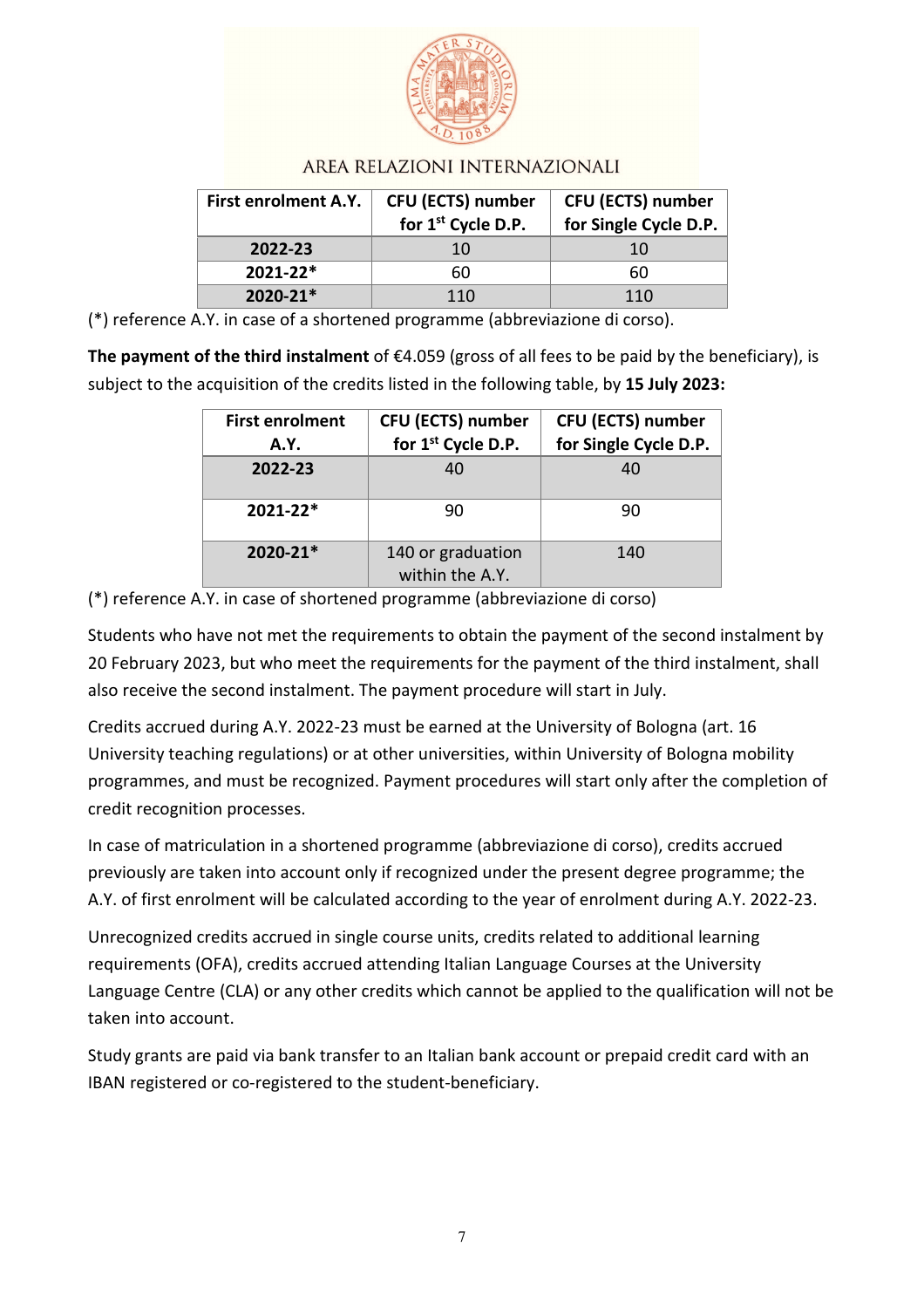| First enrolment A.Y. | CFU (ECTS) number for 1st Cycle D.P. | CFU (ECTS) number for Single Cycle D.P. |
|---|---|---|
| **2022-23** | 10 | 10 |
| **2021-22*** | 60 | 60 |
| **2020-21*** | 110 | 110 |

(*) reference A.Y. in case of a shortened programme (abbreviazione di corso).

**The payment of the third instalment** of €4.059 (gross of all fees to be paid by the beneficiary), is subject to the acquisition of the credits listed in the following table, by **15 July 2023:**

| First enrolment A.Y. | CFU (ECTS) number for 1st Cycle D.P. | CFU (ECTS) number for Single Cycle D.P. |
|---|---|---|
| **2022-23** | 40 | 40 |
| **2021-22*** | 90 | 90 |
| **2020-21*** | 140 or graduation within the A.Y. | 140 |

(*) reference A.Y. in case of shortened programme (abbreviazione di corso)

Students who have not met the requirements to obtain the payment of the second instalment by 20 February 2023, but who meet the requirements for the payment of the third instalment, shall also receive the second instalment. The payment procedure will start in July.

Credits accrued during A.Y. 2022-23 must be earned at the University of Bologna (art. 16 University teaching regulations) or at other universities, within University of Bologna mobility programmes, and must be recognized. Payment procedures will start only after the completion of credit recognition processes.

In case of matriculation in a shortened programme (abbreviazione di corso), credits accrued previously are taken into account only if recognized under the present degree programme; the A.Y. of first enrolment will be calculated according to the year of enrolment during A.Y. 2022-23.

Unrecognized credits accrued in single course units, credits related to additional learning requirements (OFA), credits accrued attending Italian Language Courses at the University Language Centre (CLA) or any other credits which cannot be applied to the qualification will not be taken into account.

Study grants are paid via bank transfer to an Italian bank account or prepaid credit card with an IBAN registered or co-registered to the student-beneficiary.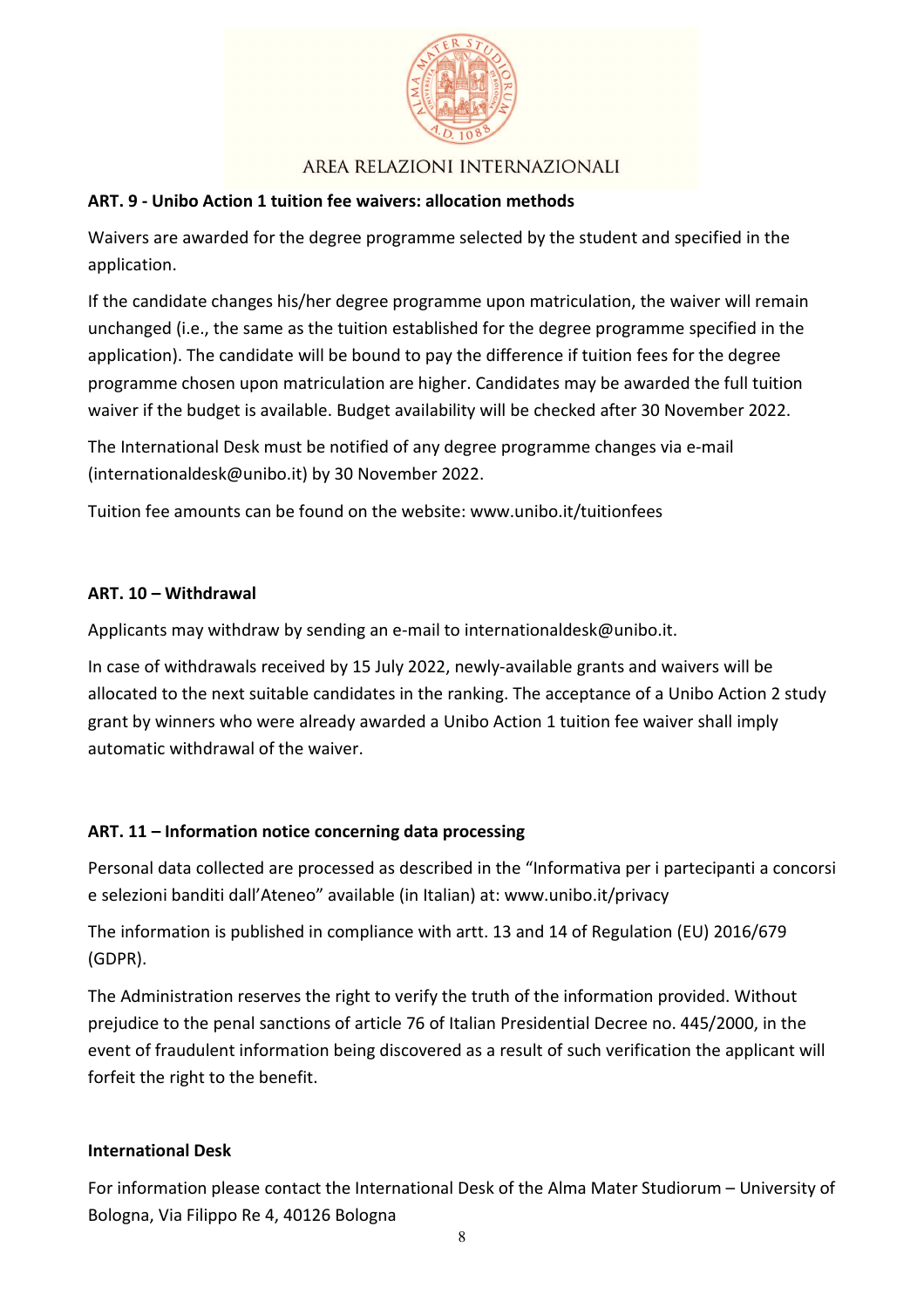## ART. 9 - Unibo Action 1 tuition fee waivers: allocation methods

Waivers are awarded for the degree programme selected by the student and specified in the application.

If the candidate changes his/her degree programme upon matriculation, the waiver will remain unchanged (i.e., the same as the tuition established for the degree programme specified in the application). The candidate will be bound to pay the difference if tuition fees for the degree programme chosen upon matriculation are higher. Candidates may be awarded the full tuition waiver if the budget is available. Budget availability will be checked after 30 November 2022.

The International Desk must be notified of any degree programme changes via e-mail (internationaldesk@unibo.it) by 30 November 2022.

Tuition fee amounts can be found on the website: www.unibo.it/tuitionfees

## ART. 10 – Withdrawal

Applicants may withdraw by sending an e-mail to internationaldesk@unibo.it.

In case of withdrawals received by 15 July 2022, newly-available grants and waivers will be allocated to the next suitable candidates in the ranking. The acceptance of a Unibo Action 2 study grant by winners who were already awarded a Unibo Action 1 tuition fee waiver shall imply automatic withdrawal of the waiver.

## ART. 11 – Information notice concerning data processing

Personal data collected are processed as described in the "Informativa per i partecipanti a concorsi e selezioni banditi dall'Ateneo" available (in Italian) at: www.unibo.it/privacy

The information is published in compliance with artt. 13 and 14 of Regulation (EU) 2016/679 (GDPR).

The Administration reserves the right to verify the truth of the information provided. Without prejudice to the penal sanctions of article 76 of Italian Presidential Decree no. 445/2000, in the event of fraudulent information being discovered as a result of such verification the applicant will forfeit the right to the benefit.

## International Desk

For information please contact the International Desk of the Alma Mater Studiorum – University of Bologna, Via Filippo Re 4, 40126 Bologna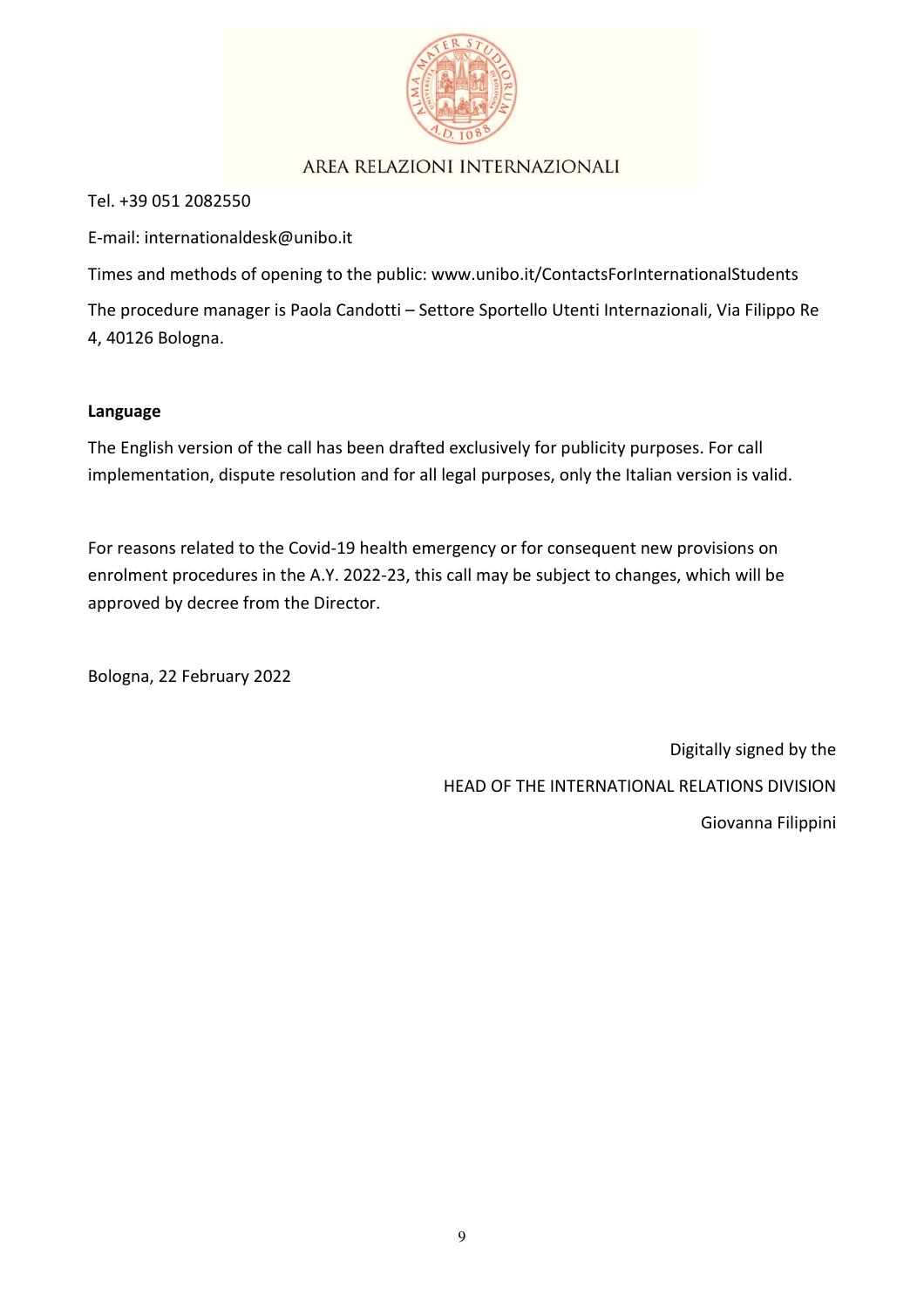Tel. +39 051 2082550

E-mail: internationaldesk@unibo.it

Times and methods of opening to the public: www.unibo.it/ContactsForInternationalStudents

The procedure manager is Paola Candotti – Settore Sportello Utenti Internazionali, Via Filippo Re 4, 40126 Bologna.

**Language**

The English version of the call has been drafted exclusively for publicity purposes. For call implementation, dispute resolution and for all legal purposes, only the Italian version is valid.

For reasons related to the Covid-19 health emergency or for consequent new provisions on enrolment procedures in the A.Y. 2022-23, this call may be subject to changes, which will be approved by decree from the Director.

Bologna, 22 February 2022

Digitally signed by the

HEAD OF THE INTERNATIONAL RELATIONS DIVISION

Giovanna Filippini